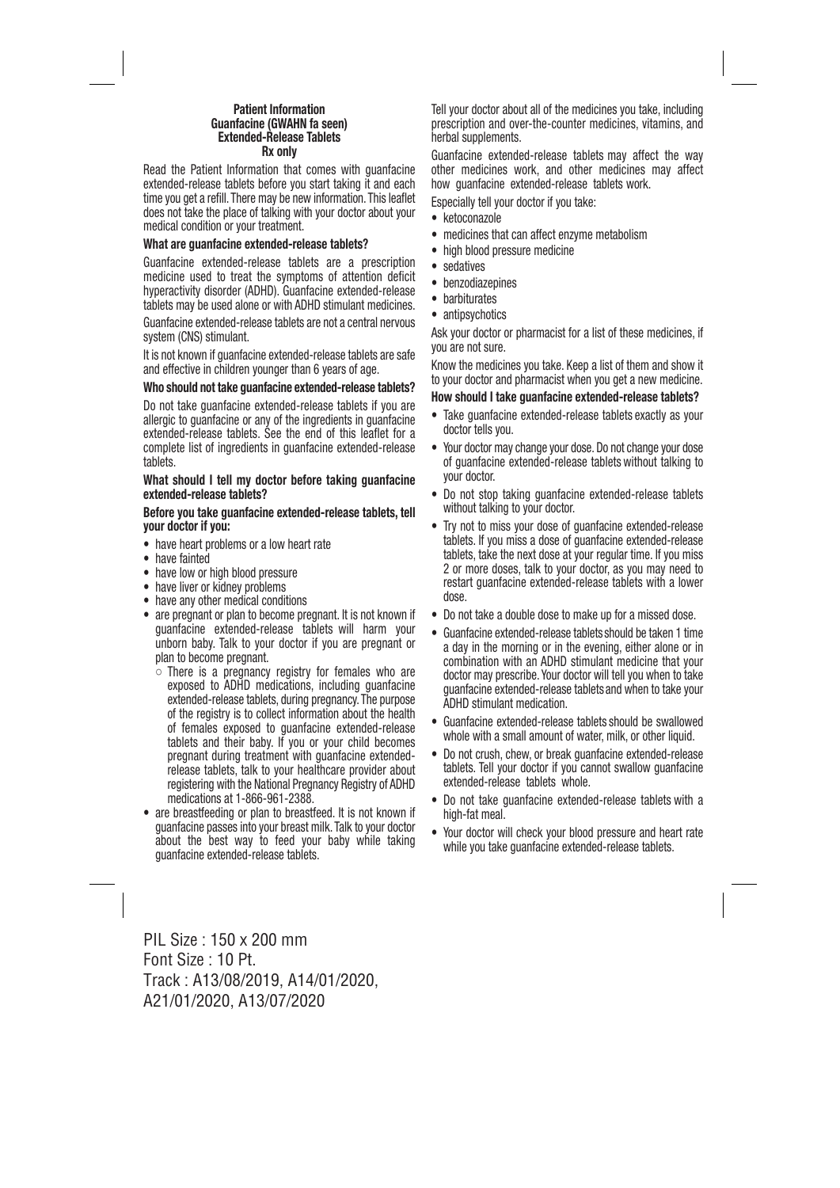**Patient Information**
**Guanfacine (GWAHN fa seen)**
**Extended-Release Tablets**
**Rx only**

Read the Patient Information that comes with guanfacine extended-release tablets before you start taking it and each time you get a refill. There may be new information. This leaflet does not take the place of talking with your doctor about your medical condition or your treatment.

**What are guanfacine extended-release tablets?**

Guanfacine extended-release tablets are a prescription medicine used to treat the symptoms of attention deficit hyperactivity disorder (ADHD). Guanfacine extended-release tablets may be used alone or with ADHD stimulant medicines.

Guanfacine extended-release tablets are not a central nervous system (CNS) stimulant.

It is not known if guanfacine extended-release tablets are safe and effective in children younger than 6 years of age.

**Who should not take guanfacine extended-release tablets?**

Do not take guanfacine extended-release tablets if you are allergic to guanfacine or any of the ingredients in guanfacine extended-release tablets. See the end of this leaflet for a complete list of ingredients in guanfacine extended-release tablets.

**What should I tell my doctor before taking guanfacine extended-release tablets?**

**Before you take guanfacine extended-release tablets, tell your doctor if you:**

- have heart problems or a low heart rate
- have fainted
- have low or high blood pressure
- have liver or kidney problems
- have any other medical conditions
- are pregnant or plan to become pregnant. It is not known if guanfacine extended-release tablets will harm your unborn baby. Talk to your doctor if you are pregnant or plan to become pregnant.
  - There is a pregnancy registry for females who are exposed to ADHD medications, including guanfacine extended-release tablets, during pregnancy. The purpose of the registry is to collect information about the health of females exposed to guanfacine extended-release tablets and their baby. If you or your child becomes pregnant during treatment with guanfacine extended-release tablets, talk to your healthcare provider about registering with the National Pregnancy Registry of ADHD medications at 1-866-961-2388.
- are breastfeeding or plan to breastfeed. It is not known if guanfacine passes into your breast milk. Talk to your doctor about the best way to feed your baby while taking guanfacine extended-release tablets.

Tell your doctor about all of the medicines you take, including prescription and over-the-counter medicines, vitamins, and herbal supplements.

Guanfacine extended-release tablets may affect the way other medicines work, and other medicines may affect how guanfacine extended-release tablets work.

Especially tell your doctor if you take:

- ketoconazole
- medicines that can affect enzyme metabolism
- high blood pressure medicine
- sedatives
- benzodiazepines
- barbiturates
- antipsychotics

Ask your doctor or pharmacist for a list of these medicines, if you are not sure.

Know the medicines you take. Keep a list of them and show it to your doctor and pharmacist when you get a new medicine.

**How should I take guanfacine extended-release tablets?**

- Take guanfacine extended-release tablets exactly as your doctor tells you.
- Your doctor may change your dose. Do not change your dose of guanfacine extended-release tablets without talking to your doctor.
- Do not stop taking guanfacine extended-release tablets without talking to your doctor.
- Try not to miss your dose of guanfacine extended-release tablets. If you miss a dose of guanfacine extended-release tablets, take the next dose at your regular time. If you miss 2 or more doses, talk to your doctor, as you may need to restart guanfacine extended-release tablets with a lower dose.
- Do not take a double dose to make up for a missed dose.
- Guanfacine extended-release tablets should be taken 1 time a day in the morning or in the evening, either alone or in combination with an ADHD stimulant medicine that your doctor may prescribe. Your doctor will tell you when to take guanfacine extended-release tablets and when to take your ADHD stimulant medication.
- Guanfacine extended-release tablets should be swallowed whole with a small amount of water, milk, or other liquid.
- Do not crush, chew, or break guanfacine extended-release tablets. Tell your doctor if you cannot swallow guanfacine extended-release tablets whole.
- Do not take guanfacine extended-release tablets with a high-fat meal.
- Your doctor will check your blood pressure and heart rate while you take guanfacine extended-release tablets.

PIL Size : 150 x 200 mm
Font Size : 10 Pt.
Track : A13/08/2019, A14/01/2020, A21/01/2020, A13/07/2020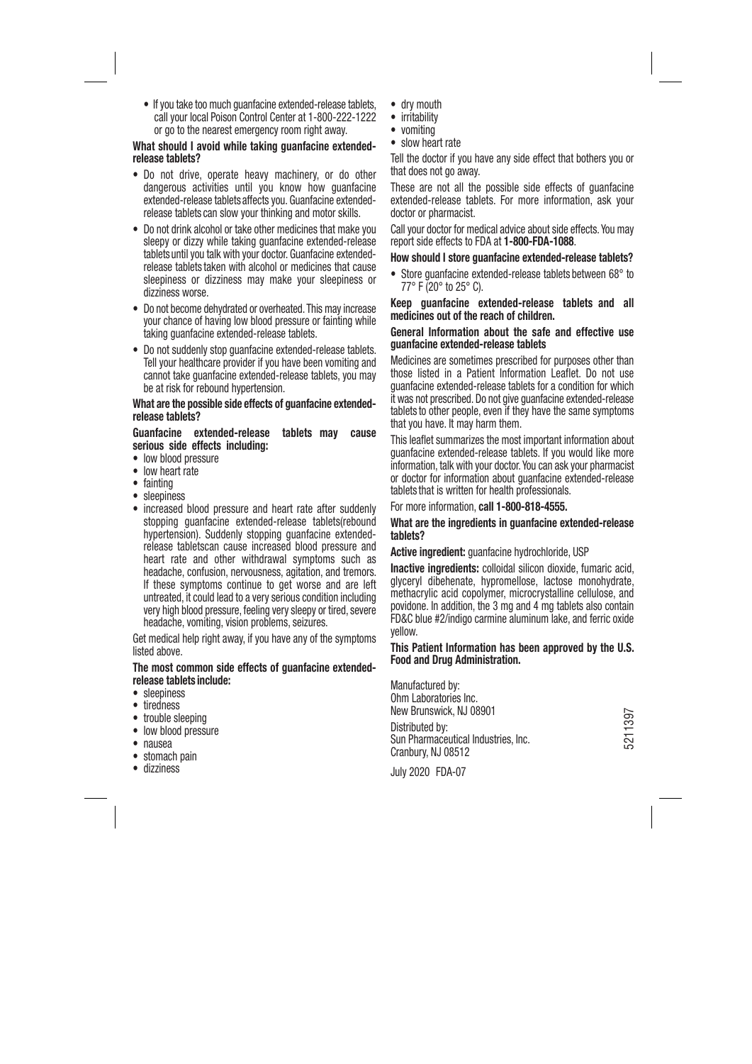- If you take too much guanfacine extended-release tablets, call your local Poison Control Center at 1-800-222-1222 or go to the nearest emergency room right away.

**What should I avoid while taking guanfacine extended-release tablets?**

- Do not drive, operate heavy machinery, or do other dangerous activities until you know how guanfacine extended-release tablets affects you. Guanfacine extended-release tablets can slow your thinking and motor skills.
- Do not drink alcohol or take other medicines that make you sleepy or dizzy while taking guanfacine extended-release tablets until you talk with your doctor. Guanfacine extended-release tablets taken with alcohol or medicines that cause sleepiness or dizziness may make your sleepiness or dizziness worse.
- Do not become dehydrated or overheated. This may increase your chance of having low blood pressure or fainting while taking guanfacine extended-release tablets.
- Do not suddenly stop guanfacine extended-release tablets. Tell your healthcare provider if you have been vomiting and cannot take guanfacine extended-release tablets, you may be at risk for rebound hypertension.

**What are the possible side effects of guanfacine extended-release tablets?**

**Guanfacine extended-release tablets may cause serious side effects including:**

- low blood pressure
- low heart rate
- fainting
- sleepiness
- increased blood pressure and heart rate after suddenly stopping guanfacine extended-release tablets(rebound hypertension). Suddenly stopping guanfacine extended-release tabletscan cause increased blood pressure and heart rate and other withdrawal symptoms such as headache, confusion, nervousness, agitation, and tremors. If these symptoms continue to get worse and are left untreated, it could lead to a very serious condition including very high blood pressure, feeling very sleepy or tired, severe headache, vomiting, vision problems, seizures.

Get medical help right away, if you have any of the symptoms listed above.

**The most common side effects of guanfacine extended-release tablets include:**

- sleepiness
- tiredness
- trouble sleeping
- low blood pressure
- nausea
- stomach pain
- dizziness
- dry mouth
- irritability
- vomiting
- slow heart rate

Tell the doctor if you have any side effect that bothers you or that does not go away.

These are not all the possible side effects of guanfacine extended-release tablets. For more information, ask your doctor or pharmacist.

Call your doctor for medical advice about side effects. You may report side effects to FDA at **1-800-FDA-1088**.

**How should I store guanfacine extended-release tablets?**

- Store guanfacine extended-release tablets between 68° to 77° F (20° to 25° C).

**Keep guanfacine extended-release tablets and all medicines out of the reach of children.**

**General Information about the safe and effective use guanfacine extended-release tablets**

Medicines are sometimes prescribed for purposes other than those listed in a Patient Information Leaflet. Do not use guanfacine extended-release tablets for a condition for which it was not prescribed. Do not give guanfacine extended-release tablets to other people, even if they have the same symptoms that you have. It may harm them.

This leaflet summarizes the most important information about guanfacine extended-release tablets. If you would like more information, talk with your doctor. You can ask your pharmacist or doctor for information about guanfacine extended-release tablets that is written for health professionals.

For more information, **call 1-800-818-4555.**

**What are the ingredients in guanfacine extended-release tablets?**

**Active ingredient:** guanfacine hydrochloride, USP

**Inactive ingredients:** colloidal silicon dioxide, fumaric acid, glyceryl dibehenate, hypromellose, lactose monohydrate, methacrylic acid copolymer, microcrystalline cellulose, and povidone. In addition, the 3 mg and 4 mg tablets also contain FD&C blue #2/indigo carmine aluminum lake, and ferric oxide yellow.

**This Patient Information has been approved by the U.S. Food and Drug Administration.**

Manufactured by:
Ohm Laboratories Inc.
New Brunswick, NJ 08901

Distributed by:
Sun Pharmaceutical Industries, Inc.
Cranbury, NJ 08512

July 2020 FDA-07

5211397